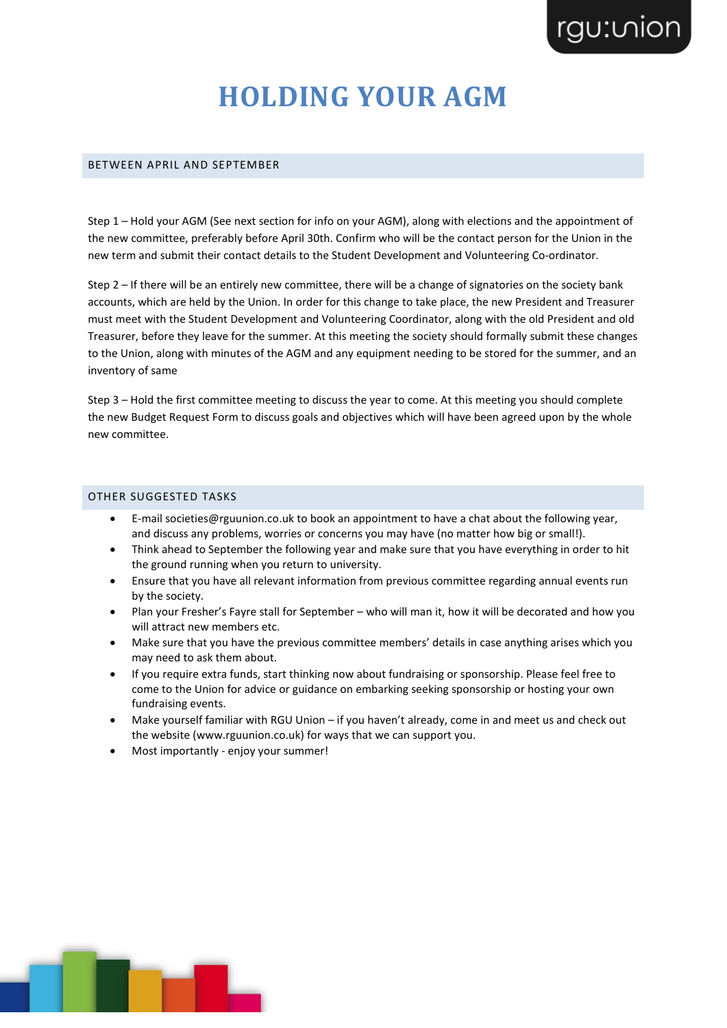# HOLDING YOUR AGM

## BETWEEN APRIL AND SEPTEMBER

Step 1 – Hold your AGM (See next section for info on your AGM), along with elections and the appointment of the new committee, preferably before April 30th. Confirm who will be the contact person for the Union in the new term and submit their contact details to the Student Development and Volunteering Co-ordinator.

Step 2 – If there will be an entirely new committee, there will be a change of signatories on the society bank accounts, which are held by the Union. In order for this change to take place, the new President and Treasurer must meet with the Student Development and Volunteering Coordinator, along with the old President and old Treasurer, before they leave for the summer. At this meeting the society should formally submit these changes to the Union, along with minutes of the AGM and any equipment needing to be stored for the summer, and an inventory of same

Step 3 – Hold the first committee meeting to discuss the year to come. At this meeting you should complete the new Budget Request Form to discuss goals and objectives which will have been agreed upon by the whole new committee.

## OTHER SUGGESTED TASKS

- E-mail societies@rguunion.co.uk to book an appointment to have a chat about the following year, and discuss any problems, worries or concerns you may have (no matter how big or small!).
- Think ahead to September the following year and make sure that you have everything in order to hit the ground running when you return to university.
- Ensure that you have all relevant information from previous committee regarding annual events run by the society.
- Plan your Fresher's Fayre stall for September – who will man it, how it will be decorated and how you will attract new members etc.
- Make sure that you have the previous committee members' details in case anything arises which you may need to ask them about.
- If you require extra funds, start thinking now about fundraising or sponsorship. Please feel free to come to the Union for advice or guidance on embarking seeking sponsorship or hosting your own fundraising events.
- Make yourself familiar with RGU Union – if you haven't already, come in and meet us and check out the website (www.rguunion.co.uk) for ways that we can support you.
- Most importantly - enjoy your summer!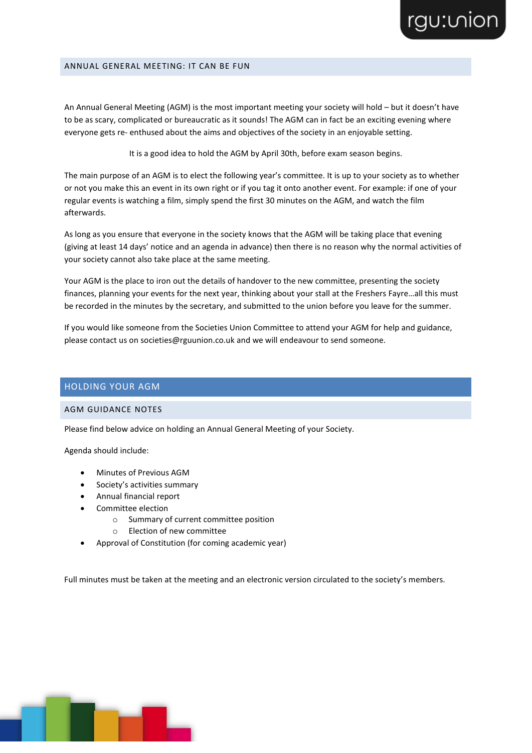## ANNUAL GENERAL MEETING: IT CAN BE FUN

An Annual General Meeting (AGM) is the most important meeting your society will hold – but it doesn't have to be as scary, complicated or bureaucratic as it sounds! The AGM can in fact be an exciting evening where everyone gets re- enthused about the aims and objectives of the society in an enjoyable setting.

It is a good idea to hold the AGM by April 30th, before exam season begins.

The main purpose of an AGM is to elect the following year's committee. It is up to your society as to whether or not you make this an event in its own right or if you tag it onto another event. For example: if one of your regular events is watching a film, simply spend the first 30 minutes on the AGM, and watch the film afterwards.

As long as you ensure that everyone in the society knows that the AGM will be taking place that evening (giving at least 14 days' notice and an agenda in advance) then there is no reason why the normal activities of your society cannot also take place at the same meeting.

Your AGM is the place to iron out the details of handover to the new committee, presenting the society finances, planning your events for the next year, thinking about your stall at the Freshers Fayre…all this must be recorded in the minutes by the secretary, and submitted to the union before you leave for the summer.

If you would like someone from the Societies Union Committee to attend your AGM for help and guidance, please contact us on societies@rguunion.co.uk and we will endeavour to send someone.

# HOLDING YOUR AGM

## AGM GUIDANCE NOTES

Please find below advice on holding an Annual General Meeting of your Society.

Agenda should include:

- Minutes of Previous AGM
- Society's activities summary
- Annual financial report
- Committee election
  - Summary of current committee position
  - Election of new committee
- Approval of Constitution (for coming academic year)

Full minutes must be taken at the meeting and an electronic version circulated to the society's members.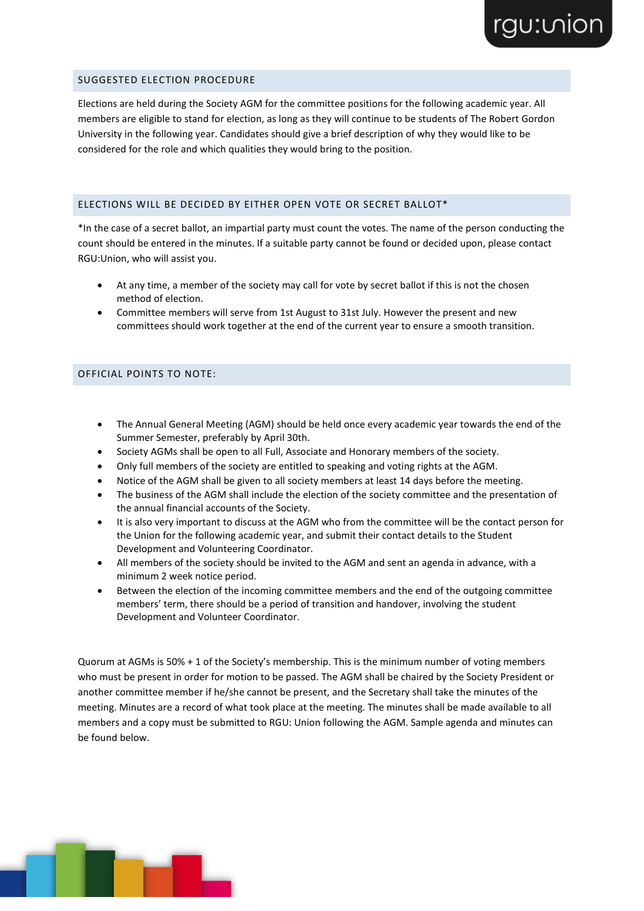## SUGGESTED ELECTION PROCEDURE

Elections are held during the Society AGM for the committee positions for the following academic year. All members are eligible to stand for election, as long as they will continue to be students of The Robert Gordon University in the following year. Candidates should give a brief description of why they would like to be considered for the role and which qualities they would bring to the position.

## ELECTIONS WILL BE DECIDED BY EITHER OPEN VOTE OR SECRET BALLOT*

*In the case of a secret ballot, an impartial party must count the votes. The name of the person conducting the count should be entered in the minutes. If a suitable party cannot be found or decided upon, please contact RGU:Union, who will assist you.

- At any time, a member of the society may call for vote by secret ballot if this is not the chosen method of election.
- Committee members will serve from 1st August to 31st July. However the present and new committees should work together at the end of the current year to ensure a smooth transition.

## OFFICIAL POINTS TO NOTE:

- The Annual General Meeting (AGM) should be held once every academic year towards the end of the Summer Semester, preferably by April 30th.
- Society AGMs shall be open to all Full, Associate and Honorary members of the society.
- Only full members of the society are entitled to speaking and voting rights at the AGM.
- Notice of the AGM shall be given to all society members at least 14 days before the meeting.
- The business of the AGM shall include the election of the society committee and the presentation of the annual financial accounts of the Society.
- It is also very important to discuss at the AGM who from the committee will be the contact person for the Union for the following academic year, and submit their contact details to the Student Development and Volunteering Coordinator.
- All members of the society should be invited to the AGM and sent an agenda in advance, with a minimum 2 week notice period.
- Between the election of the incoming committee members and the end of the outgoing committee members' term, there should be a period of transition and handover, involving the student Development and Volunteer Coordinator.

Quorum at AGMs is 50% + 1 of the Society's membership. This is the minimum number of voting members who must be present in order for motion to be passed. The AGM shall be chaired by the Society President or another committee member if he/she cannot be present, and the Secretary shall take the minutes of the meeting. Minutes are a record of what took place at the meeting. The minutes shall be made available to all members and a copy must be submitted to RGU: Union following the AGM. Sample agenda and minutes can be found below.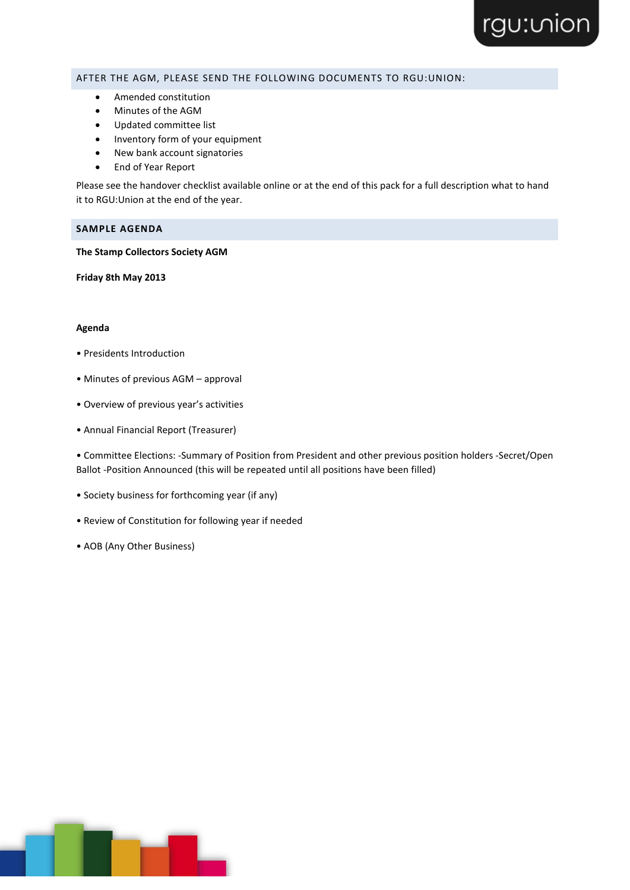## AFTER THE AGM, PLEASE SEND THE FOLLOWING DOCUMENTS TO RGU:UNION:

- Amended constitution
- Minutes of the AGM
- Updated committee list
- Inventory form of your equipment
- New bank account signatories
- End of Year Report

Please see the handover checklist available online or at the end of this pack for a full description what to hand it to RGU:Union at the end of the year.

## SAMPLE AGENDA

**The Stamp Collectors Society AGM**

**Friday 8th May 2013**

**Agenda**

• Presidents Introduction

• Minutes of previous AGM – approval

• Overview of previous year's activities

• Annual Financial Report (Treasurer)

• Committee Elections: -Summary of Position from President and other previous position holders -Secret/Open Ballot -Position Announced (this will be repeated until all positions have been filled)

• Society business for forthcoming year (if any)

• Review of Constitution for following year if needed

• AOB (Any Other Business)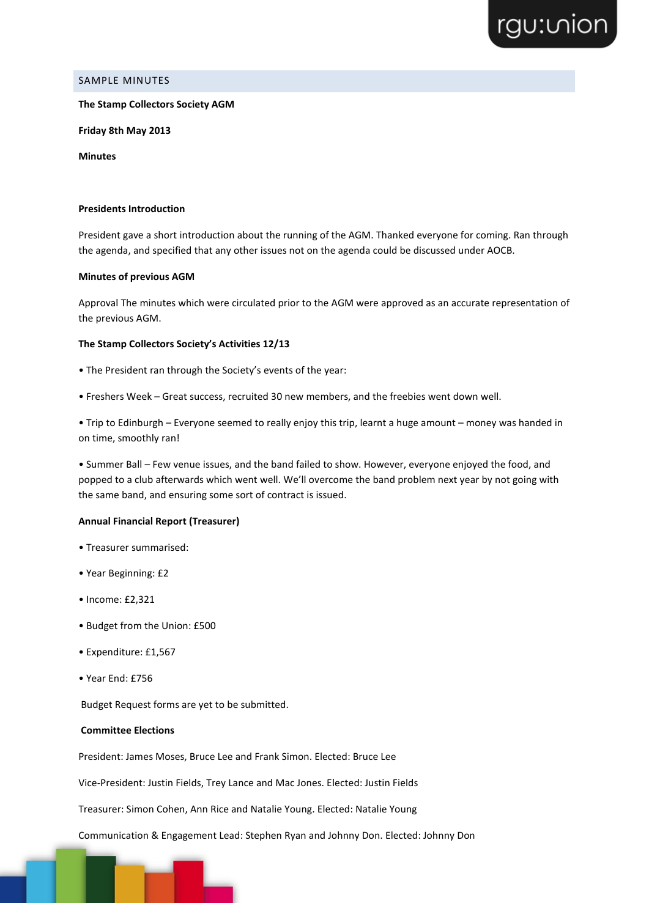SAMPLE MINUTES

**The Stamp Collectors Society AGM**

**Friday 8th May 2013**

**Minutes**

**Presidents Introduction**

President gave a short introduction about the running of the AGM. Thanked everyone for coming. Ran through the agenda, and specified that any other issues not on the agenda could be discussed under AOCB.

**Minutes of previous AGM**

Approval The minutes which were circulated prior to the AGM were approved as an accurate representation of the previous AGM.

**The Stamp Collectors Society's Activities 12/13**

• The President ran through the Society's events of the year:

• Freshers Week – Great success, recruited 30 new members, and the freebies went down well.

• Trip to Edinburgh – Everyone seemed to really enjoy this trip, learnt a huge amount – money was handed in on time, smoothly ran!

• Summer Ball – Few venue issues, and the band failed to show. However, everyone enjoyed the food, and popped to a club afterwards which went well. We'll overcome the band problem next year by not going with the same band, and ensuring some sort of contract is issued.

**Annual Financial Report (Treasurer)**

• Treasurer summarised:

• Year Beginning: £2

• Income: £2,321

• Budget from the Union: £500

• Expenditure: £1,567

• Year End: £756

Budget Request forms are yet to be submitted.

**Committee Elections**

President: James Moses, Bruce Lee and Frank Simon. Elected: Bruce Lee

Vice-President: Justin Fields, Trey Lance and Mac Jones. Elected: Justin Fields

Treasurer: Simon Cohen, Ann Rice and Natalie Young. Elected: Natalie Young

Communication & Engagement Lead: Stephen Ryan and Johnny Don. Elected: Johnny Don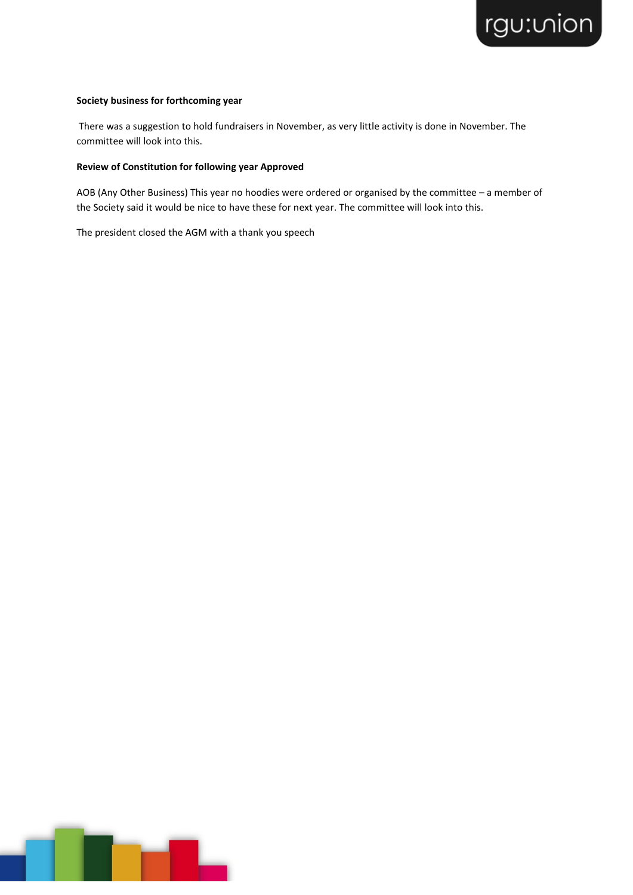**Society business for forthcoming year**

There was a suggestion to hold fundraisers in November, as very little activity is done in November. The committee will look into this.

**Review of Constitution for following year Approved**

AOB (Any Other Business) This year no hoodies were ordered or organised by the committee – a member of the Society said it would be nice to have these for next year. The committee will look into this.

The president closed the AGM with a thank you speech